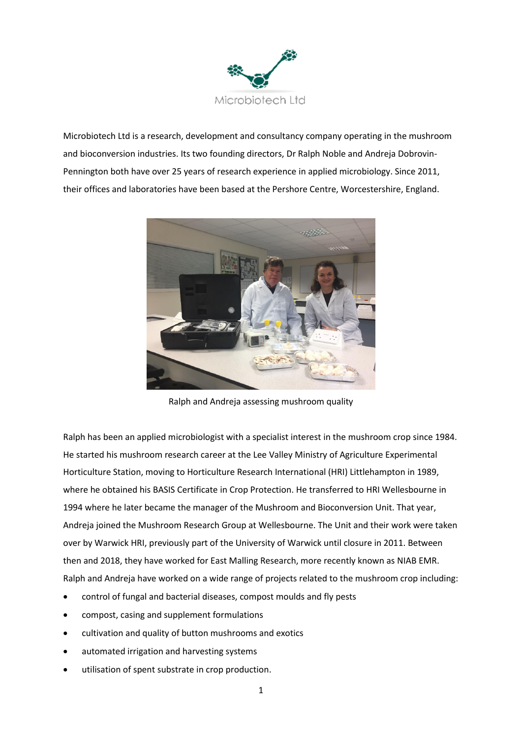Microbiotech Ltd

Microbiotech Ltd is a research, development and consultancy company operating in the mushroom and bioconversion industries. Its two founding directors, Dr Ralph Noble and Andreja Dobrovin-Pennington both have over 25 years of research experience in applied microbiology. Since 2011, their offices and laboratories have been based at the Pershore Centre, Worcestershire, England.

Ralph and Andreja assessing mushroom quality

Ralph has been an applied microbiologist with a specialist interest in the mushroom crop since 1984. He started his mushroom research career at the Lee Valley Ministry of Agriculture Experimental Horticulture Station, moving to Horticulture Research International (HRI) Littlehampton in 1989, where he obtained his BASIS Certificate in Crop Protection. He transferred to HRI Wellesbourne in 1994 where he later became the manager of the Mushroom and Bioconversion Unit. That year, Andreja joined the Mushroom Research Group at Wellesbourne. The Unit and their work were taken over by Warwick HRI, previously part of the University of Warwick until closure in 2011. Between then and 2018, they have worked for East Malling Research, more recently known as NIAB EMR. Ralph and Andreja have worked on a wide range of projects related to the mushroom crop including:

- control of fungal and bacterial diseases, compost moulds and fly pests
- compost, casing and supplement formulations
- cultivation and quality of button mushrooms and exotics
- automated irrigation and harvesting systems
- utilisation of spent substrate in crop production.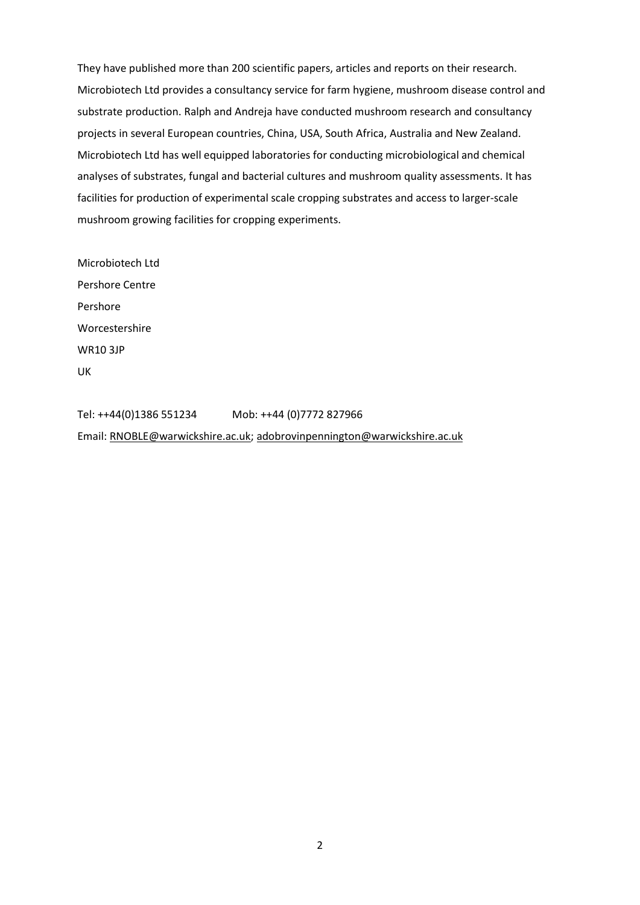They have published more than 200 scientific papers, articles and reports on their research. Microbiotech Ltd provides a consultancy service for farm hygiene, mushroom disease control and substrate production. Ralph and Andreja have conducted mushroom research and consultancy projects in several European countries, China, USA, South Africa, Australia and New Zealand. Microbiotech Ltd has well equipped laboratories for conducting microbiological and chemical analyses of substrates, fungal and bacterial cultures and mushroom quality assessments. It has facilities for production of experimental scale cropping substrates and access to larger-scale mushroom growing facilities for cropping experiments.

Microbiotech Ltd  
Pershore Centre  
Pershore  
Worcestershire  
WR10 3JP  
UK

Tel: ++44(0)1386 551234 Mob: ++44 (0)7772 827966  
Email: RNOBLE@warwickshire.ac.uk; adobrovinpennington@warwickshire.ac.uk